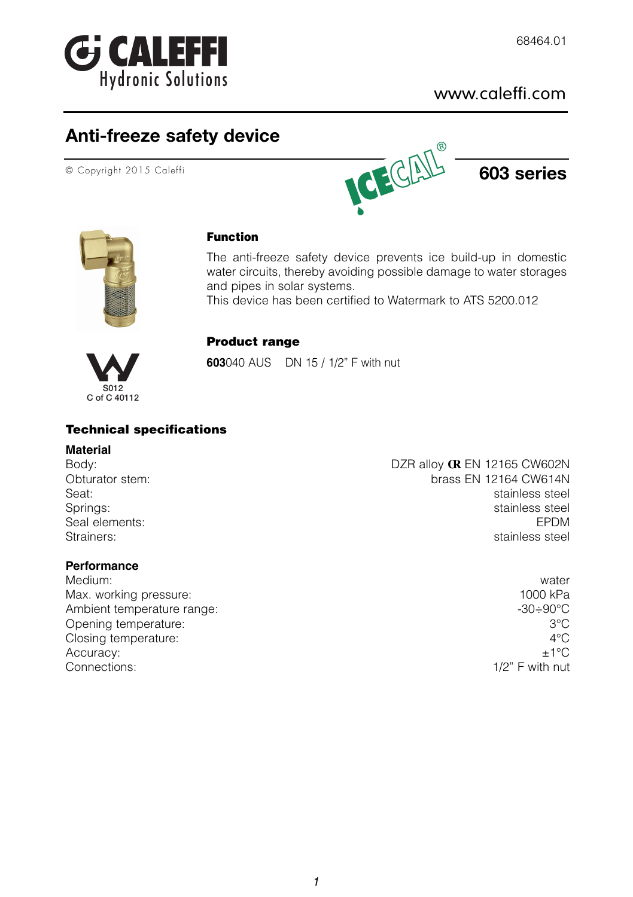CALEFFI
Hydronic Solutions

68464.01

www.caleffi.com

# Anti-freeze safety device

© Copyright 2015 Caleffi

ICECAL®

## 603 series

### Function

The anti-freeze safety device prevents ice build-up in domestic water circuits, thereby avoiding possible damage to water storages and pipes in solar systems.
This device has been certified to Watermark to ATS 5200.012

S012
C of C 40112

### Product range

**603**040 AUS    DN 15 / 1/2" F with nut

## Technical specifications

### Material

| | |
|---|---|
| Body: | DZR alloy CR EN 12165 CW602N |
| Obturator stem: | brass EN 12164 CW614N |
| Seat: | stainless steel |
| Springs: | stainless steel |
| Seal elements: | EPDM |
| Strainers: | stainless steel |

### Performance

| | |
|---|---|
| Medium: | water |
| Max. working pressure: | 1000 kPa |
| Ambient temperature range: | -30÷90°C |
| Opening temperature: | 3°C |
| Closing temperature: | 4°C |
| Accuracy: | ±1°C |
| Connections: | 1/2" F with nut |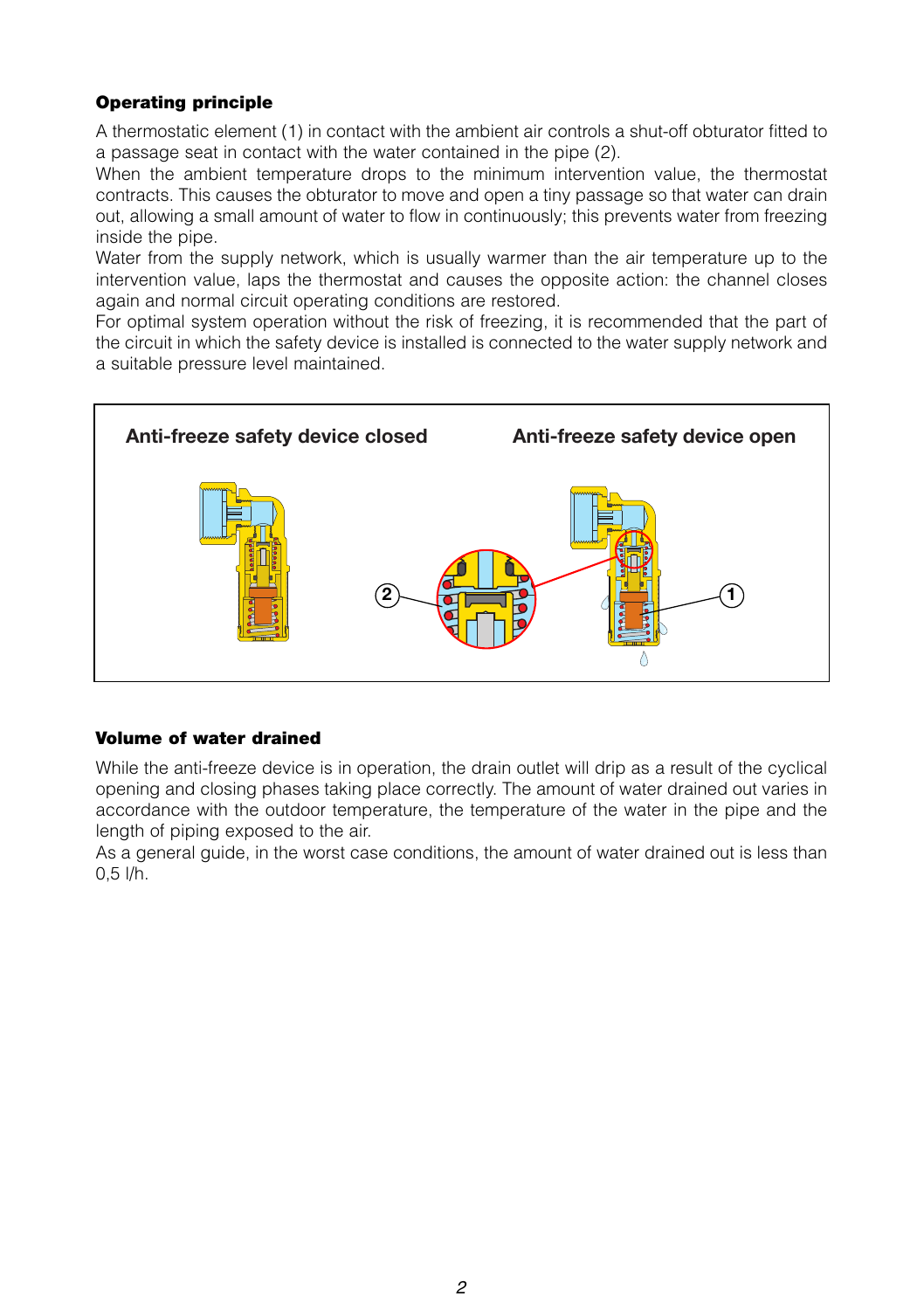## Operating principle

A thermostatic element (1) in contact with the ambient air controls a shut-off obturator fitted to a passage seat in contact with the water contained in the pipe (2).
When the ambient temperature drops to the minimum intervention value, the thermostat contracts. This causes the obturator to move and open a tiny passage so that water can drain out, allowing a small amount of water to flow in continuously; this prevents water from freezing inside the pipe.
Water from the supply network, which is usually warmer than the air temperature up to the intervention value, laps the thermostat and causes the opposite action: the channel closes again and normal circuit operating conditions are restored.
For optimal system operation without the risk of freezing, it is recommended that the part of the circuit in which the safety device is installed is connected to the water supply network and a suitable pressure level maintained.

Anti-freeze safety device closed

Anti-freeze safety device open

2

1

## Volume of water drained

While the anti-freeze device is in operation, the drain outlet will drip as a result of the cyclical opening and closing phases taking place correctly. The amount of water drained out varies in accordance with the outdoor temperature, the temperature of the water in the pipe and the length of piping exposed to the air.
As a general guide, in the worst case conditions, the amount of water drained out is less than 0,5 l/h.